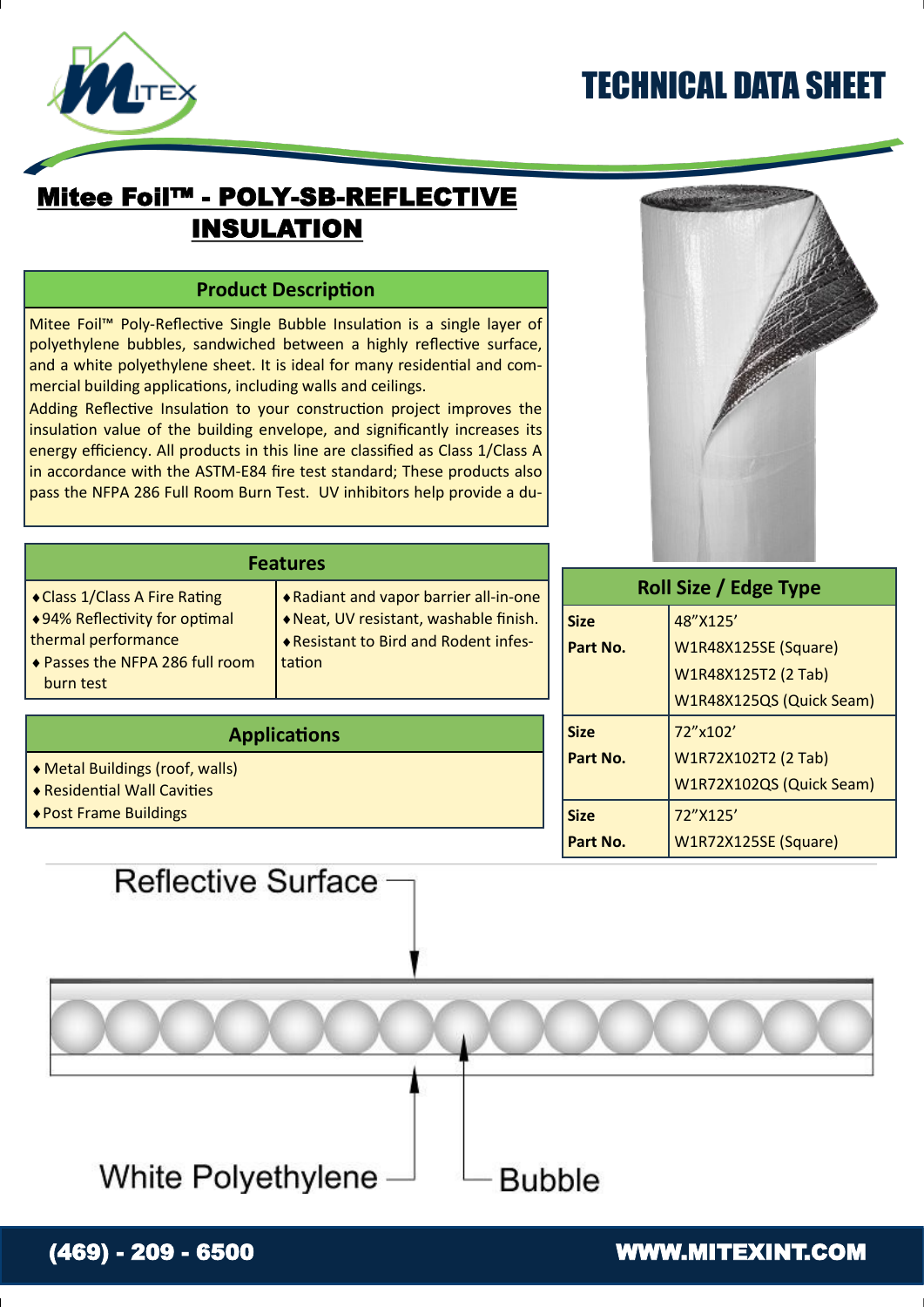# TECHNICAL DATA SHEET

## Mitee Foil™ - POLY-SB-REFLECTIVE INSULATION

### Product Description

Mitee Foil™ Poly-Reflective Single Bubble Insulation is a single layer of polyethylene bubbles, sandwiched between a highly reflective surface, and a white polyethylene sheet. It is ideal for many residential and commercial building applications, including walls and ceilings.

Adding Reflective Insulation to your construction project improves the insulation value of the building envelope, and significantly increases its energy efficiency. All products in this line are classified as Class 1/Class A in accordance with the ASTM-E84 fire test standard; These products also pass the NFPA 286 Full Room Burn Test. UV inhibitors help provide a du-

### Features

- Class 1/Class A Fire Rating
- 94% Reflectivity for optimal thermal performance
- Passes the NFPA 286 full room burn test
- Radiant and vapor barrier all-in-one
- Neat, UV resistant, washable finish.
- Resistant to Bird and Rodent infestation

### Applications

- Metal Buildings (roof, walls)
- Residential Wall Cavities
- Post Frame Buildings

### Roll Size / Edge Type

| Roll Size / Edge Type | |
|---|---|
| **Size** | 48"X125' |
| **Part No.** | W1R48X125SE (Square)<br>W1R48X125T2 (2 Tab)<br>W1R48X125QS (Quick Seam) |
| **Size** | 72"x102' |
| **Part No.** | W1R72X102T2 (2 Tab)<br>W1R72X102QS (Quick Seam) |
| **Size** | 72"X125' |
| **Part No.** | W1R72X125SE (Square) |

Reflective Surface

White Polyethylene

Bubble

**(469) - 209 - 6500** **WWW.MITEXINT.COM**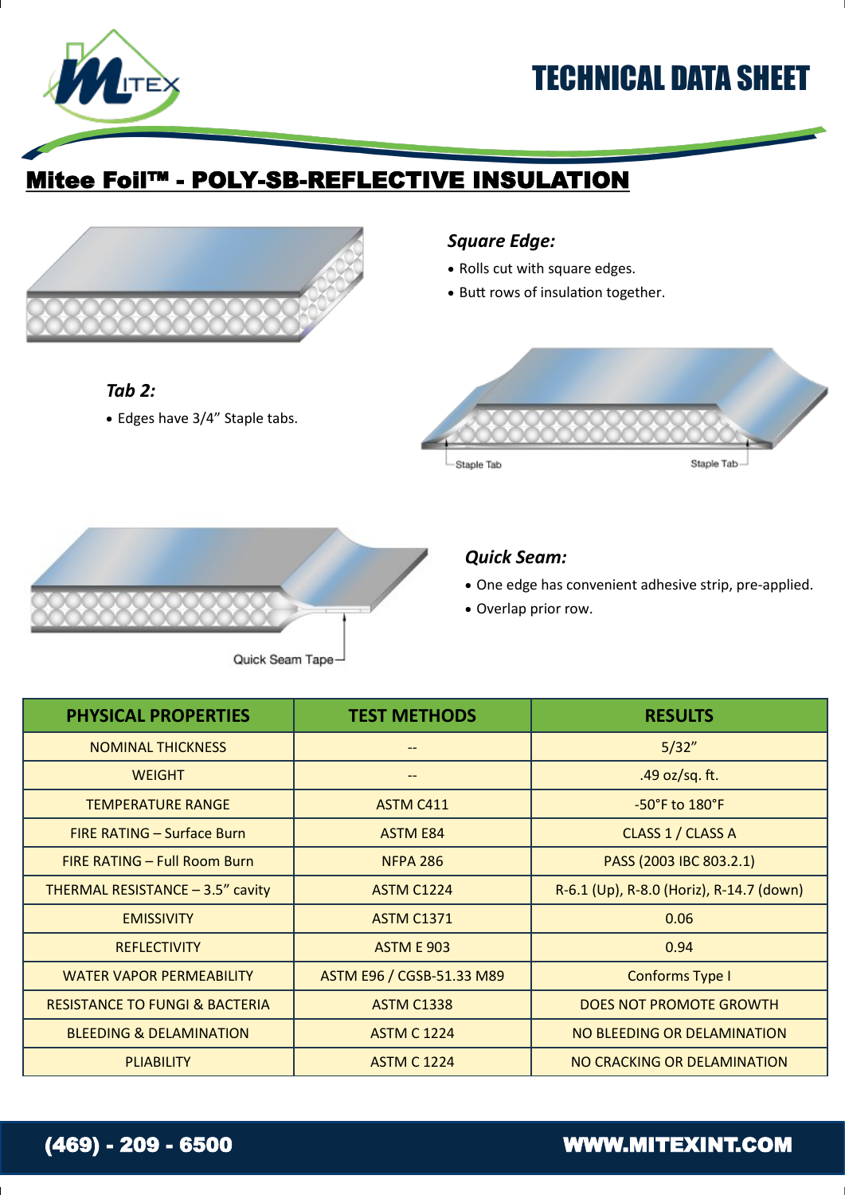# TECHNICAL DATA SHEET

## Mitee Foil™ - POLY-SB-REFLECTIVE INSULATION

### *Square Edge:*

- Rolls cut with square edges.
- Butt rows of insulation together.

### *Tab 2:*

- Edges have 3/4" Staple tabs.

Staple Tab

Staple Tab

### *Quick Seam:*

- One edge has convenient adhesive strip, pre-applied.
- Overlap prior row.

Quick Seam Tape

| PHYSICAL PROPERTIES | TEST METHODS | RESULTS |
|---|---|---|
| NOMINAL THICKNESS | -- | 5/32" |
| WEIGHT | -- | .49 oz/sq. ft. |
| TEMPERATURE RANGE | ASTM C411 | -50°F to 180°F |
| FIRE RATING – Surface Burn | ASTM E84 | CLASS 1 / CLASS A |
| FIRE RATING – Full Room Burn | NFPA 286 | PASS (2003 IBC 803.2.1) |
| THERMAL RESISTANCE – 3.5" cavity | ASTM C1224 | R-6.1 (Up), R-8.0 (Horiz), R-14.7 (down) |
| EMISSIVITY | ASTM C1371 | 0.06 |
| REFLECTIVITY | ASTM E 903 | 0.94 |
| WATER VAPOR PERMEABILITY | ASTM E96 / CGSB-51.33 M89 | Conforms Type I |
| RESISTANCE TO FUNGI & BACTERIA | ASTM C1338 | DOES NOT PROMOTE GROWTH |
| BLEEDING & DELAMINATION | ASTM C 1224 | NO BLEEDING OR DELAMINATION |
| PLIABILITY | ASTM C 1224 | NO CRACKING OR DELAMINATION |

(469) - 209 - 6500 WWW.MITEXINT.COM